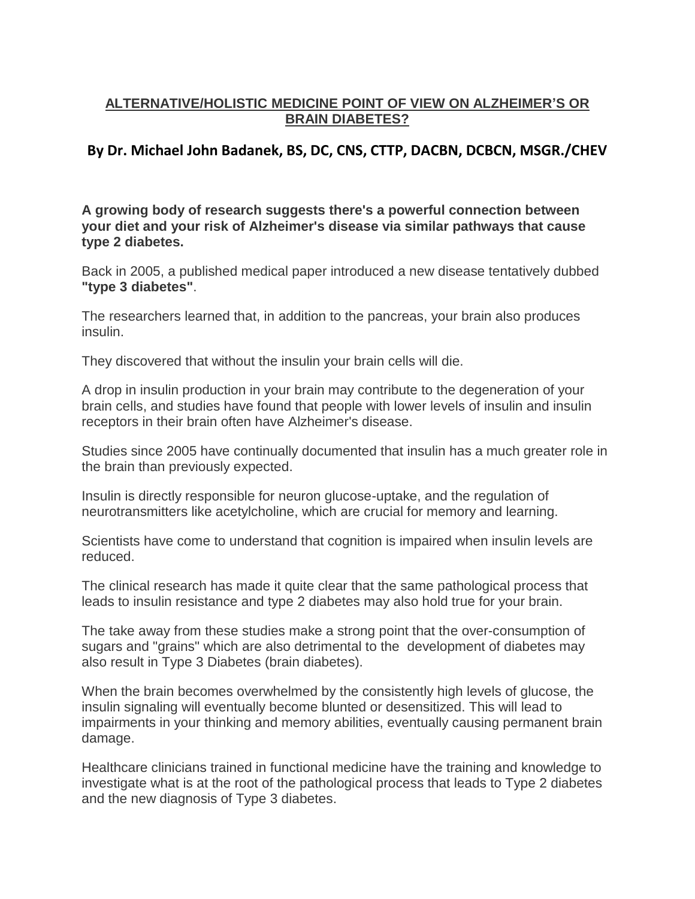# ALTERNATIVE/HOLISTIC MEDICINE POINT OF VIEW ON ALZHEIMER'S OR BRAIN DIABETES?

## By Dr. Michael John Badanek, BS, DC, CNS, CTTP, DACBN, DCBCN, MSGR./CHEV

**A growing body of research suggests there's a powerful connection between your diet and your risk of Alzheimer's disease via similar pathways that cause type 2 diabetes.**

Back in 2005, a published medical paper introduced a new disease tentatively dubbed **"type 3 diabetes"**.

The researchers learned that, in addition to the pancreas, your brain also produces insulin.

They discovered that without the insulin your brain cells will die.

A drop in insulin production in your brain may contribute to the degeneration of your brain cells, and studies have found that people with lower levels of insulin and insulin receptors in their brain often have Alzheimer's disease.

Studies since 2005 have continually documented that insulin has a much greater role in the brain than previously expected.

Insulin is directly responsible for neuron glucose-uptake, and the regulation of neurotransmitters like acetylcholine, which are crucial for memory and learning.

Scientists have come to understand that cognition is impaired when insulin levels are reduced.

The clinical research has made it quite clear that the same pathological process that leads to insulin resistance and type 2 diabetes may also hold true for your brain.

The take away from these studies make a strong point that the over-consumption of sugars and "grains" which are also detrimental to the development of diabetes may also result in Type 3 Diabetes (brain diabetes).

When the brain becomes overwhelmed by the consistently high levels of glucose, the insulin signaling will eventually become blunted or desensitized. This will lead to impairments in your thinking and memory abilities, eventually causing permanent brain damage.

Healthcare clinicians trained in functional medicine have the training and knowledge to investigate what is at the root of the pathological process that leads to Type 2 diabetes and the new diagnosis of Type 3 diabetes.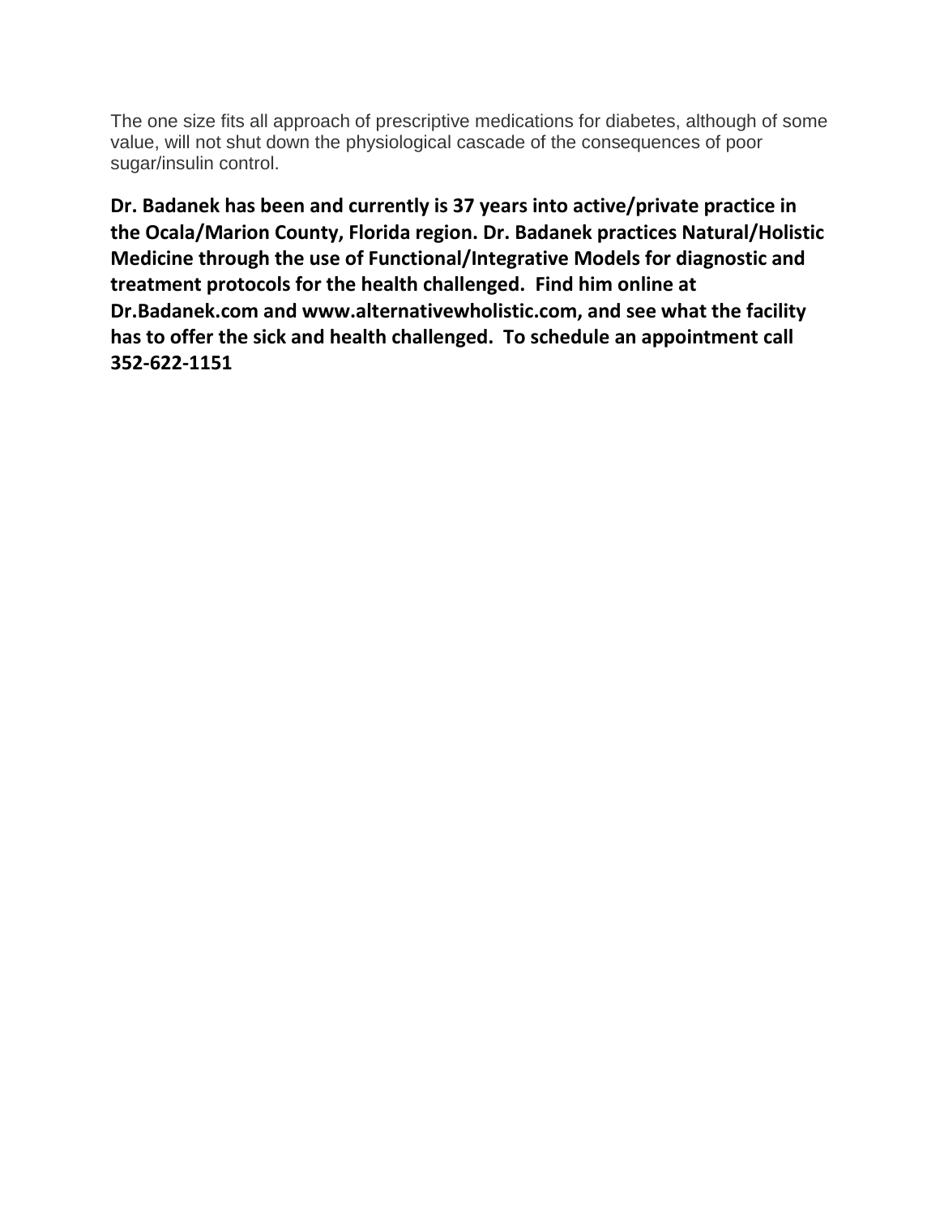The one size fits all approach of prescriptive medications for diabetes, although of some value, will not shut down the physiological cascade of the consequences of poor sugar/insulin control.

**Dr. Badanek has been and currently is 37 years into active/private practice in the Ocala/Marion County, Florida region. Dr. Badanek practices Natural/Holistic Medicine through the use of Functional/Integrative Models for diagnostic and treatment protocols for the health challenged. Find him online at Dr.Badanek.com and www.alternativewholistic.com, and see what the facility has to offer the sick and health challenged. To schedule an appointment call 352-622-1151**